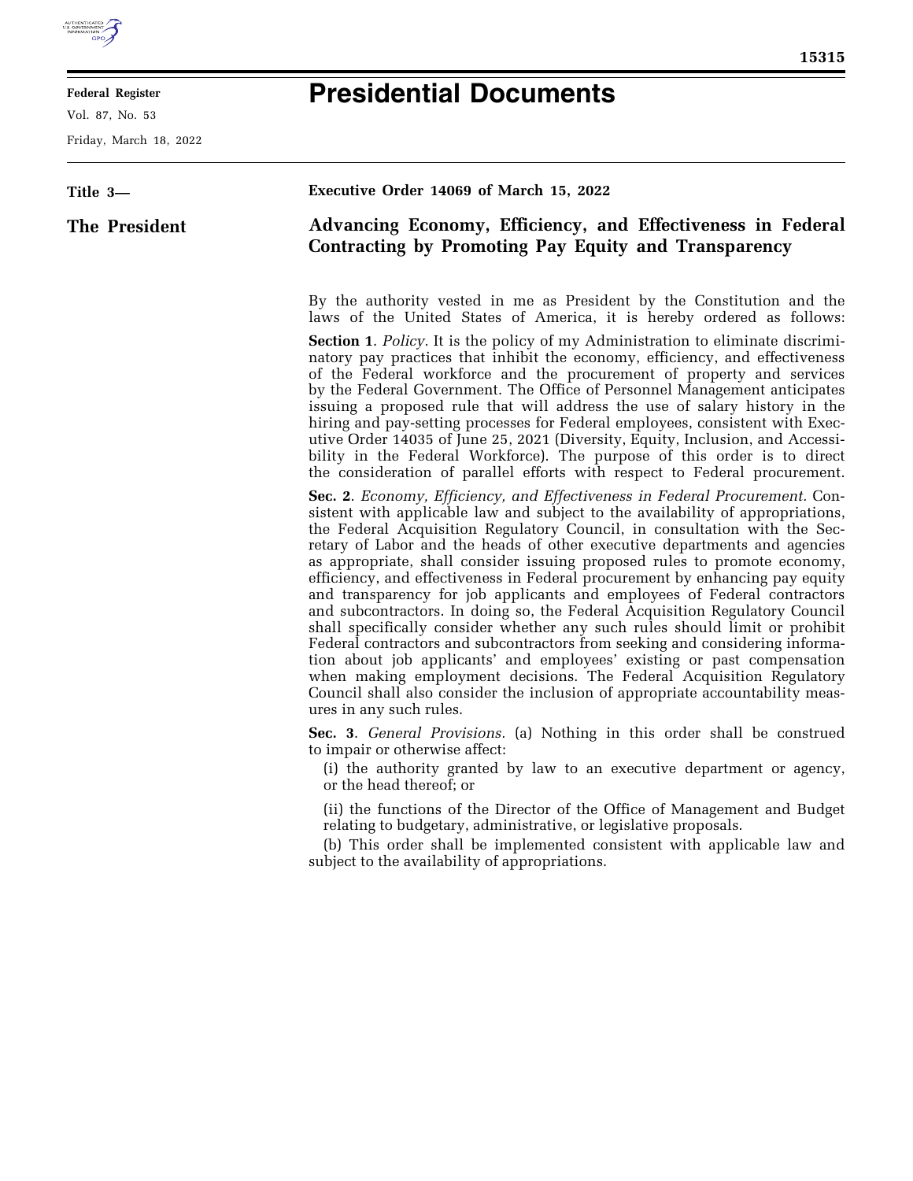# Presidential Documents

**Title 3—**

**The President**

## Executive Order 14069 of March 15, 2022

## Advancing Economy, Efficiency, and Effectiveness in Federal Contracting by Promoting Pay Equity and Transparency

By the authority vested in me as President by the Constitution and the laws of the United States of America, it is hereby ordered as follows:

**Section 1**. *Policy.* It is the policy of my Administration to eliminate discriminatory pay practices that inhibit the economy, efficiency, and effectiveness of the Federal workforce and the procurement of property and services by the Federal Government. The Office of Personnel Management anticipates issuing a proposed rule that will address the use of salary history in the hiring and pay-setting processes for Federal employees, consistent with Executive Order 14035 of June 25, 2021 (Diversity, Equity, Inclusion, and Accessibility in the Federal Workforce). The purpose of this order is to direct the consideration of parallel efforts with respect to Federal procurement.

**Sec. 2**. *Economy, Efficiency, and Effectiveness in Federal Procurement.* Consistent with applicable law and subject to the availability of appropriations, the Federal Acquisition Regulatory Council, in consultation with the Secretary of Labor and the heads of other executive departments and agencies as appropriate, shall consider issuing proposed rules to promote economy, efficiency, and effectiveness in Federal procurement by enhancing pay equity and transparency for job applicants and employees of Federal contractors and subcontractors. In doing so, the Federal Acquisition Regulatory Council shall specifically consider whether any such rules should limit or prohibit Federal contractors and subcontractors from seeking and considering information about job applicants' and employees' existing or past compensation when making employment decisions. The Federal Acquisition Regulatory Council shall also consider the inclusion of appropriate accountability measures in any such rules.

**Sec. 3**. *General Provisions.* (a) Nothing in this order shall be construed to impair or otherwise affect:

(i) the authority granted by law to an executive department or agency, or the head thereof; or

(ii) the functions of the Director of the Office of Management and Budget relating to budgetary, administrative, or legislative proposals.

(b) This order shall be implemented consistent with applicable law and subject to the availability of appropriations.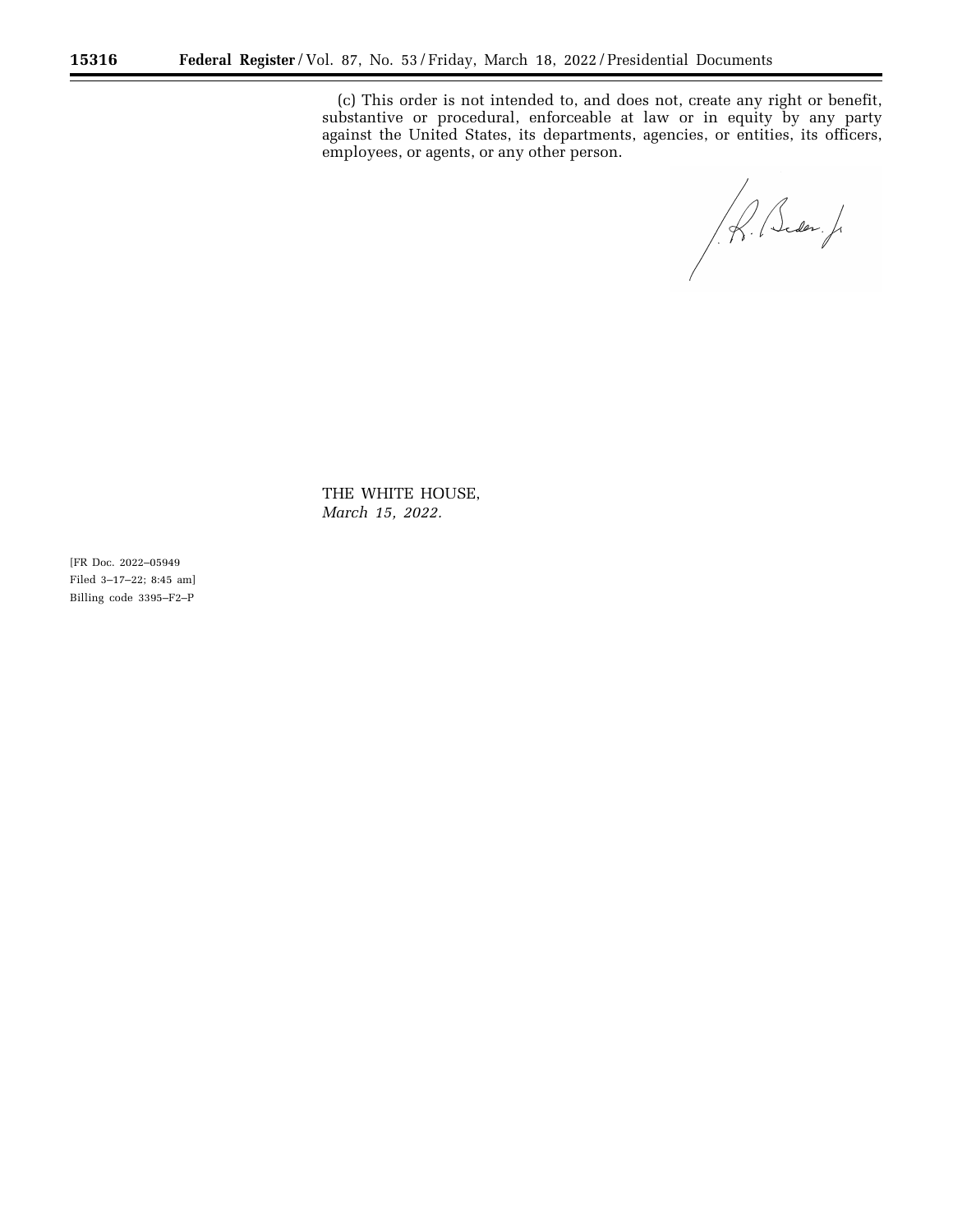(c) This order is not intended to, and does not, create any right or benefit, substantive or procedural, enforceable at law or in equity by any party against the United States, its departments, agencies, or entities, its officers, employees, or agents, or any other person.

THE WHITE HOUSE,
*March 15, 2022.*

[FR Doc. 2022–05949
Filed 3–17–22; 8:45 am]
Billing code 3395–F2–P